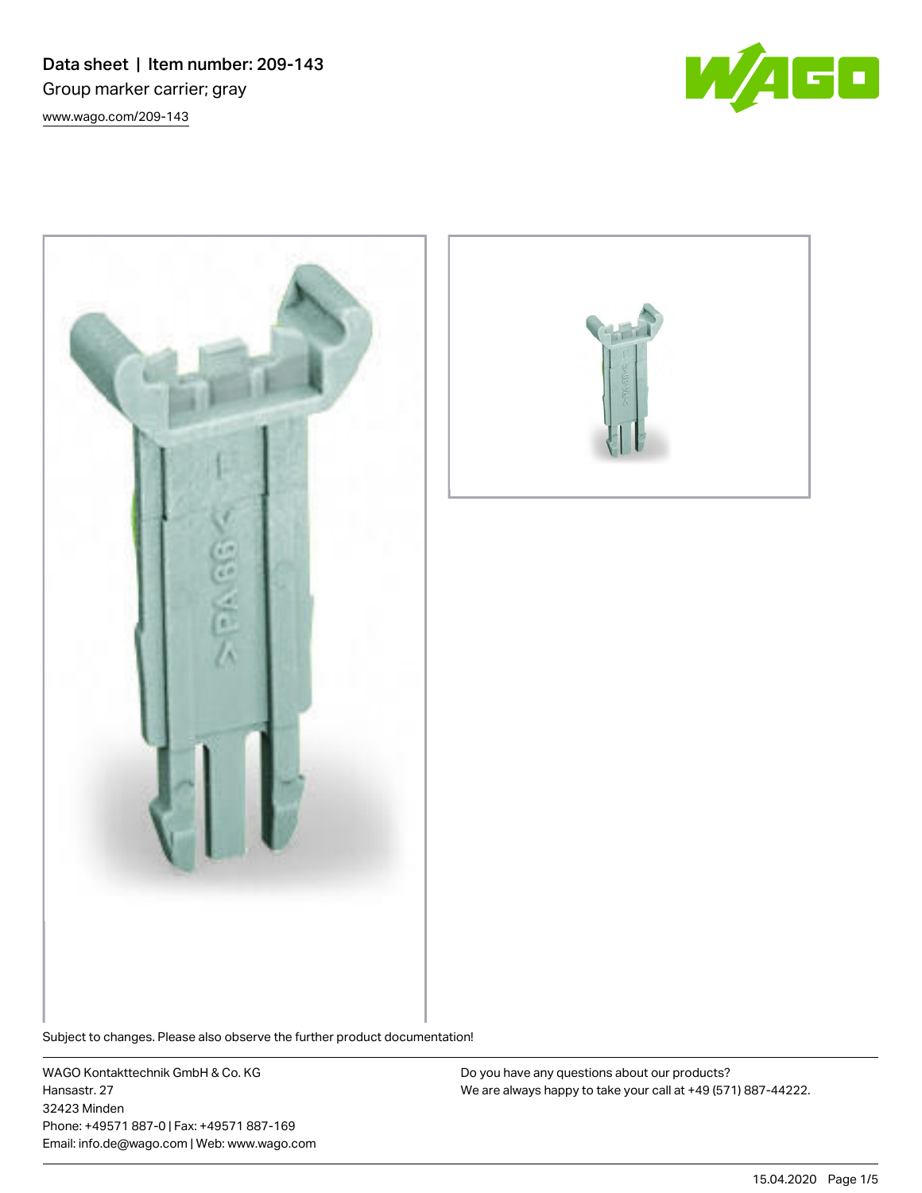# Data sheet | Item number: 209-143

Group marker carrier; gray

www.wago.com/209-143

Subject to changes. Please also observe the further product documentation!

WAGO Kontakttechnik GmbH & Co. KG
Hansastr. 27
32423 Minden
Phone: +49571 887-0 | Fax: +49571 887-169
Email: info.de@wago.com | Web: www.wago.com

Do you have any questions about our products?
We are always happy to take your call at +49 (571) 887-44222.

15.04.2020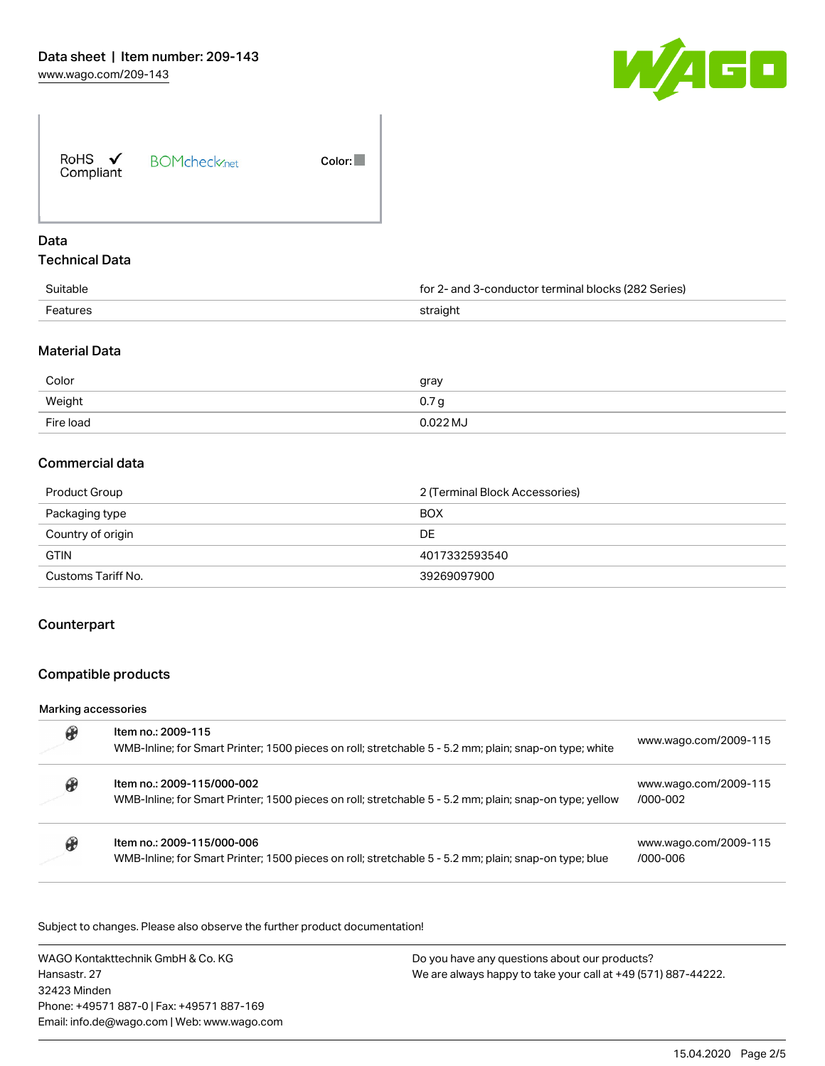RoHS ✓ Compliant BOMcheck.net Color:

## Data

### Technical Data

| | |
|---|---|
| Suitable | for 2- and 3-conductor terminal blocks (282 Series) |
| Features | straight |

### Material Data

| | |
|---|---|
| Color | gray |
| Weight | 0.7 g |
| Fire load | 0.022 MJ |

### Commercial data

| | |
|---|---|
| Product Group | 2 (Terminal Block Accessories) |
| Packaging type | BOX |
| Country of origin | DE |
| GTIN | 4017332593540 |
| Customs Tariff No. | 39269097900 |

## Counterpart

## Compatible products

Marking accessories

| | | |
|---|---|---|
| | **Item no.: 2009-115**<br>WMB-Inline; for Smart Printer; 1500 pieces on roll; stretchable 5 - 5.2 mm; plain; snap-on type; white | www.wago.com/2009-115 |
| | **Item no.: 2009-115/000-002**<br>WMB-Inline; for Smart Printer; 1500 pieces on roll; stretchable 5 - 5.2 mm; plain; snap-on type; yellow | www.wago.com/2009-115/000-002 |
| | **Item no.: 2009-115/000-006**<br>WMB-Inline; for Smart Printer; 1500 pieces on roll; stretchable 5 - 5.2 mm; plain; snap-on type; blue | www.wago.com/2009-115/000-006 |

Subject to changes. Please also observe the further product documentation!

WAGO Kontakttechnik GmbH & Co. KG
Hansastr. 27
32423 Minden
Phone: +49571 887-0 | Fax: +49571 887-169
Email: info.de@wago.com | Web: www.wago.com

Do you have any questions about our products?
We are always happy to take your call at +49 (571) 887-44222.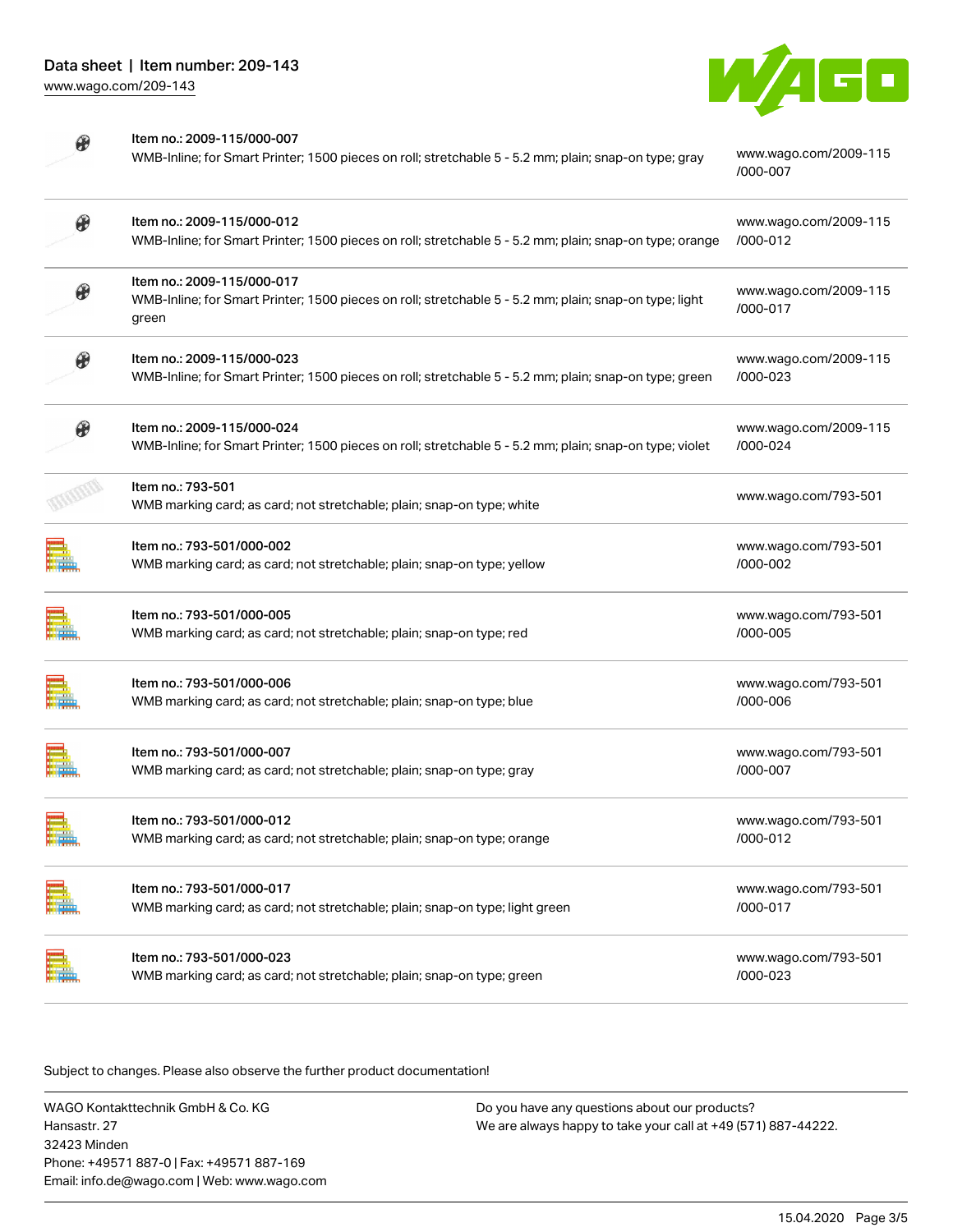| Item | Description | Link |
|---|---|---|
| Item no.: 2009-115/000-007 | WMB-Inline; for Smart Printer; 1500 pieces on roll; stretchable 5 - 5.2 mm; plain; snap-on type; gray | www.wago.com/2009-115/000-007 |
| Item no.: 2009-115/000-012 | WMB-Inline; for Smart Printer; 1500 pieces on roll; stretchable 5 - 5.2 mm; plain; snap-on type; orange | www.wago.com/2009-115/000-012 |
| Item no.: 2009-115/000-017 | WMB-Inline; for Smart Printer; 1500 pieces on roll; stretchable 5 - 5.2 mm; plain; snap-on type; light green | www.wago.com/2009-115/000-017 |
| Item no.: 2009-115/000-023 | WMB-Inline; for Smart Printer; 1500 pieces on roll; stretchable 5 - 5.2 mm; plain; snap-on type; green | www.wago.com/2009-115/000-023 |
| Item no.: 2009-115/000-024 | WMB-Inline; for Smart Printer; 1500 pieces on roll; stretchable 5 - 5.2 mm; plain; snap-on type; violet | www.wago.com/2009-115/000-024 |
| Item no.: 793-501 | WMB marking card; as card; not stretchable; plain; snap-on type; white | www.wago.com/793-501 |
| Item no.: 793-501/000-002 | WMB marking card; as card; not stretchable; plain; snap-on type; yellow | www.wago.com/793-501/000-002 |
| Item no.: 793-501/000-005 | WMB marking card; as card; not stretchable; plain; snap-on type; red | www.wago.com/793-501/000-005 |
| Item no.: 793-501/000-006 | WMB marking card; as card; not stretchable; plain; snap-on type; blue | www.wago.com/793-501/000-006 |
| Item no.: 793-501/000-007 | WMB marking card; as card; not stretchable; plain; snap-on type; gray | www.wago.com/793-501/000-007 |
| Item no.: 793-501/000-012 | WMB marking card; as card; not stretchable; plain; snap-on type; orange | www.wago.com/793-501/000-012 |
| Item no.: 793-501/000-017 | WMB marking card; as card; not stretchable; plain; snap-on type; light green | www.wago.com/793-501/000-017 |
| Item no.: 793-501/000-023 | WMB marking card; as card; not stretchable; plain; snap-on type; green | www.wago.com/793-501/000-023 |

Subject to changes. Please also observe the further product documentation!

WAGO Kontakttechnik GmbH & Co. KG
Hansastr. 27
32423 Minden
Phone: +49571 887-0 | Fax: +49571 887-169
Email: info.de@wago.com | Web: www.wago.com

Do you have any questions about our products?
We are always happy to take your call at +49 (571) 887-44222.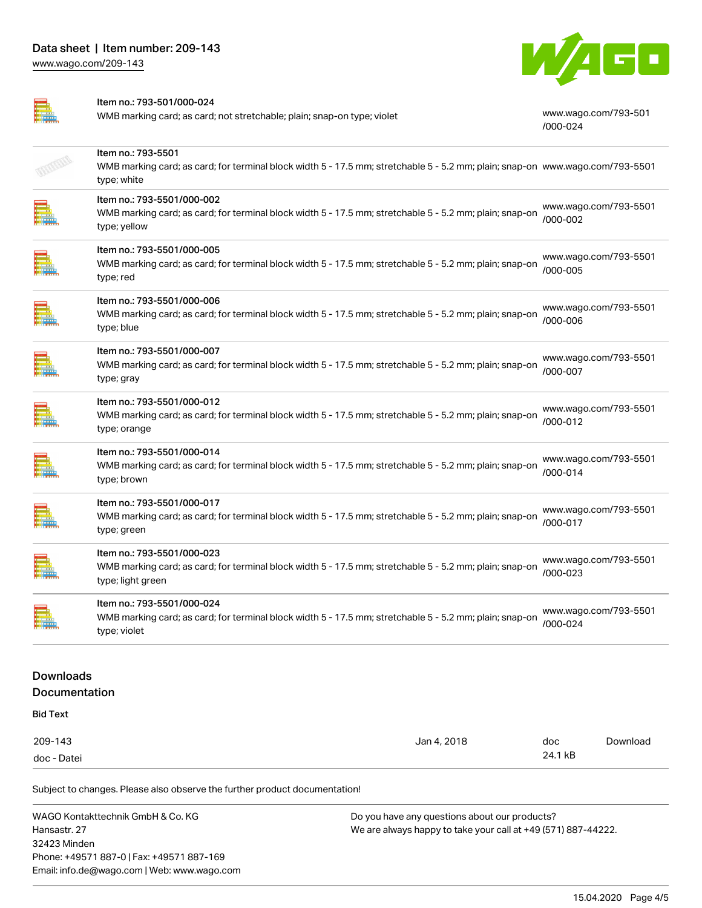| Item | Description | Link |
|---|---|---|
| Item no.: 793-501/000-024 | WMB marking card; as card; not stretchable; plain; snap-on type; violet | www.wago.com/793-501/000-024 |
| Item no.: 793-5501 | WMB marking card; as card; for terminal block width 5 - 17.5 mm; stretchable 5 - 5.2 mm; plain; snap-on type; white | www.wago.com/793-5501 |
| Item no.: 793-5501/000-002 | WMB marking card; as card; for terminal block width 5 - 17.5 mm; stretchable 5 - 5.2 mm; plain; snap-on type; yellow | www.wago.com/793-5501/000-002 |
| Item no.: 793-5501/000-005 | WMB marking card; as card; for terminal block width 5 - 17.5 mm; stretchable 5 - 5.2 mm; plain; snap-on type; red | www.wago.com/793-5501/000-005 |
| Item no.: 793-5501/000-006 | WMB marking card; as card; for terminal block width 5 - 17.5 mm; stretchable 5 - 5.2 mm; plain; snap-on type; blue | www.wago.com/793-5501/000-006 |
| Item no.: 793-5501/000-007 | WMB marking card; as card; for terminal block width 5 - 17.5 mm; stretchable 5 - 5.2 mm; plain; snap-on type; gray | www.wago.com/793-5501/000-007 |
| Item no.: 793-5501/000-012 | WMB marking card; as card; for terminal block width 5 - 17.5 mm; stretchable 5 - 5.2 mm; plain; snap-on type; orange | www.wago.com/793-5501/000-012 |
| Item no.: 793-5501/000-014 | WMB marking card; as card; for terminal block width 5 - 17.5 mm; stretchable 5 - 5.2 mm; plain; snap-on type; brown | www.wago.com/793-5501/000-014 |
| Item no.: 793-5501/000-017 | WMB marking card; as card; for terminal block width 5 - 17.5 mm; stretchable 5 - 5.2 mm; plain; snap-on type; green | www.wago.com/793-5501/000-017 |
| Item no.: 793-5501/000-023 | WMB marking card; as card; for terminal block width 5 - 17.5 mm; stretchable 5 - 5.2 mm; plain; snap-on type; light green | www.wago.com/793-5501/000-023 |
| Item no.: 793-5501/000-024 | WMB marking card; as card; for terminal block width 5 - 17.5 mm; stretchable 5 - 5.2 mm; plain; snap-on type; violet | www.wago.com/793-5501/000-024 |

## Downloads

## Documentation

### Bid Text

| | | | |
|---|---|---|---|
| 209-143<br>doc - Datei | Jan 4, 2018 | doc<br>24.1 kB | Download |

Subject to changes. Please also observe the further product documentation!

WAGO Kontakttechnik GmbH & Co. KG
Hansastr. 27
32423 Minden
Phone: +49571 887-0 | Fax: +49571 887-169
Email: info.de@wago.com | Web: www.wago.com

Do you have any questions about our products?
We are always happy to take your call at +49 (571) 887-44222.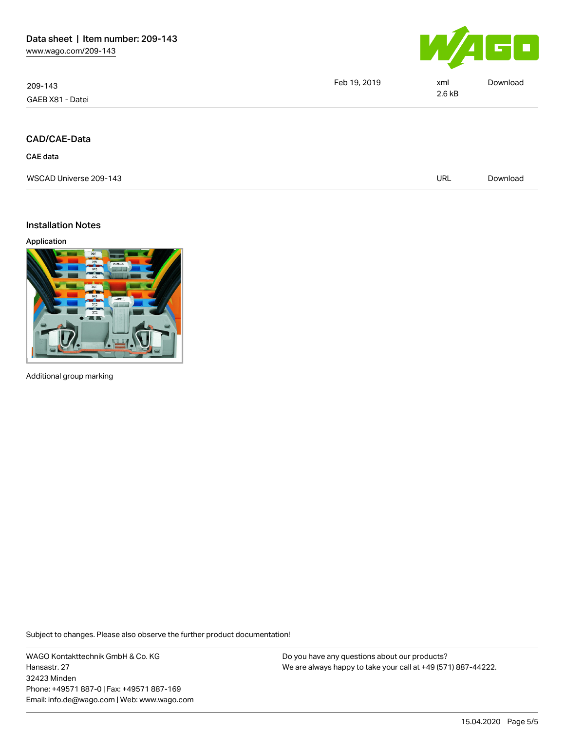| | | | |
|---|---|---|---|
| 209-143<br>GAEB X81 - Datei | Feb 19, 2019 | xml<br>2.6 kB | Download |

## CAD/CAE-Data

### CAE data

| | | |
|---|---|---|
| WSCAD Universe 209-143 | URL | Download |

## Installation Notes

### Application

Additional group marking

Subject to changes. Please also observe the further product documentation!

WAGO Kontakttechnik GmbH & Co. KG
Hansastr. 27
32423 Minden
Phone: +49571 887-0 | Fax: +49571 887-169
Email: info.de@wago.com | Web: www.wago.com

Do you have any questions about our products?
We are always happy to take your call at +49 (571) 887-44222.

15.04.2020